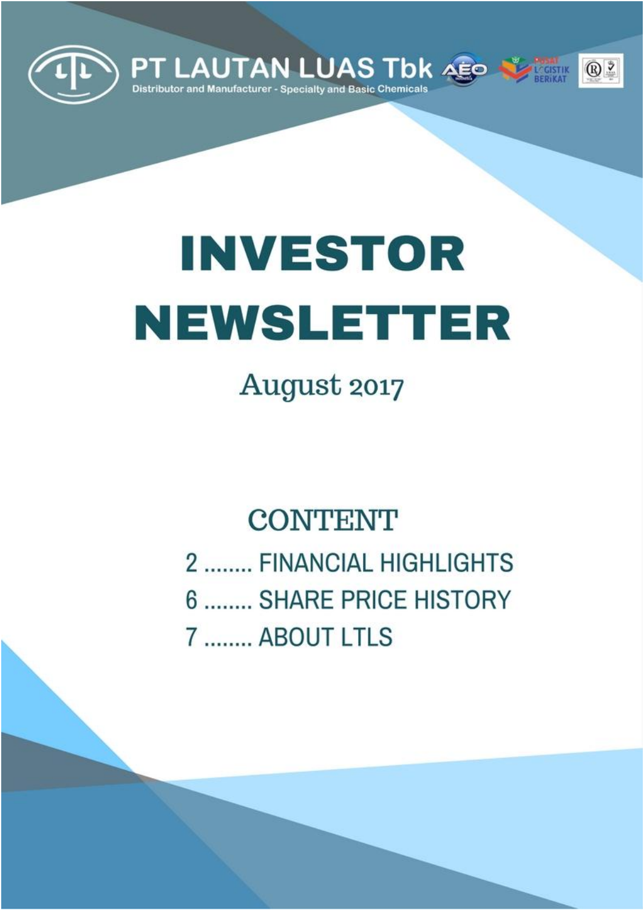PT LAUTAN LUAS Tbk

Distributor and Manufacturer - Specialty and Basic Chemicals

# INVESTOR NEWSLETTER

August 2017

## CONTENT

2 ........ FINANCIAL HIGHLIGHTS

6 ........ SHARE PRICE HISTORY

7 ........ ABOUT LTLS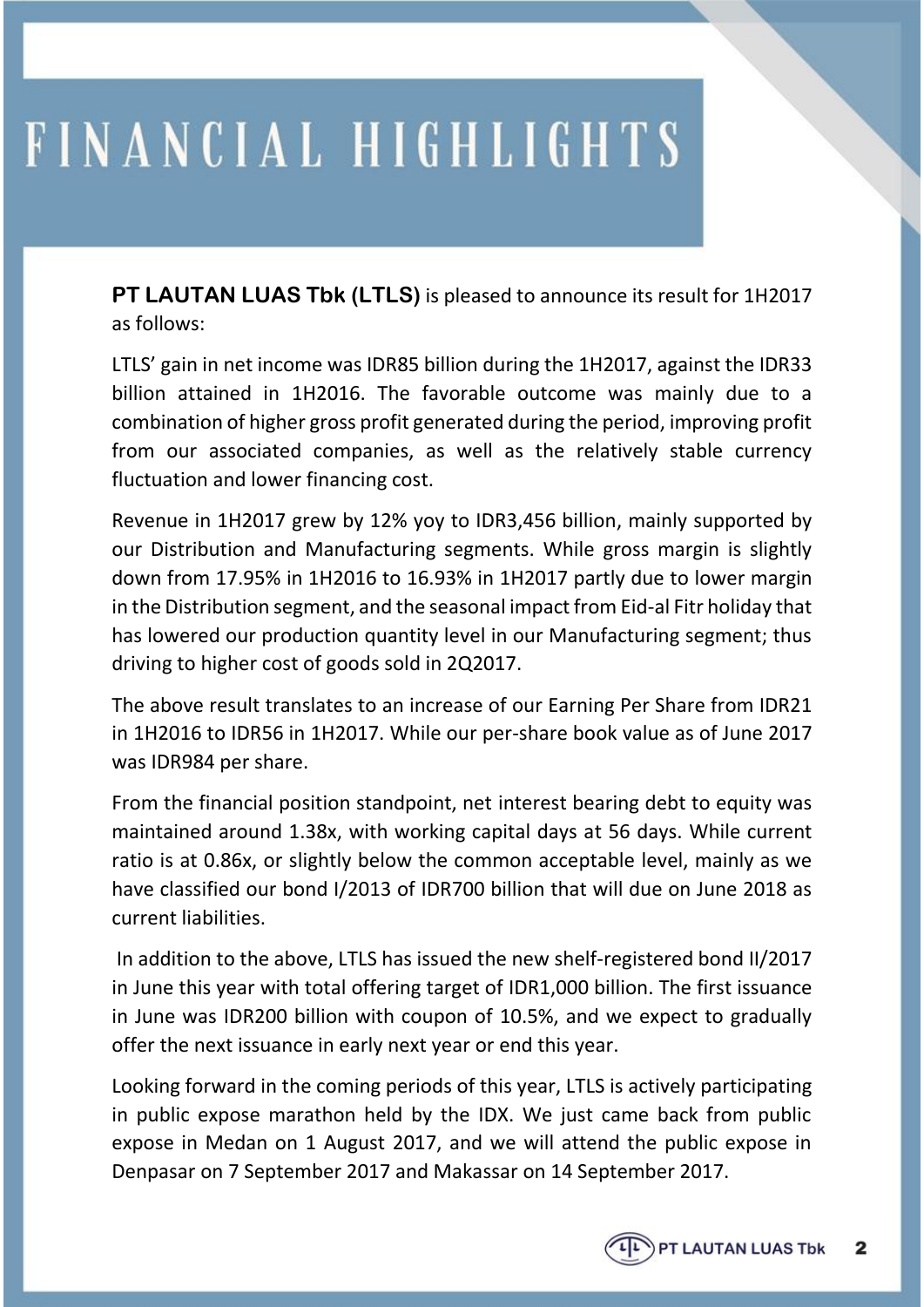# FINANCIAL HIGHLIGHTS

**PT LAUTAN LUAS Tbk (LTLS)** is pleased to announce its result for 1H2017 as follows:

LTLS' gain in net income was IDR85 billion during the 1H2017, against the IDR33 billion attained in 1H2016. The favorable outcome was mainly due to a combination of higher gross profit generated during the period, improving profit from our associated companies, as well as the relatively stable currency fluctuation and lower financing cost.

Revenue in 1H2017 grew by 12% yoy to IDR3,456 billion, mainly supported by our Distribution and Manufacturing segments. While gross margin is slightly down from 17.95% in 1H2016 to 16.93% in 1H2017 partly due to lower margin in the Distribution segment, and the seasonal impact from Eid-al Fitr holiday that has lowered our production quantity level in our Manufacturing segment; thus driving to higher cost of goods sold in 2Q2017.

The above result translates to an increase of our Earning Per Share from IDR21 in 1H2016 to IDR56 in 1H2017. While our per-share book value as of June 2017 was IDR984 per share.

From the financial position standpoint, net interest bearing debt to equity was maintained around 1.38x, with working capital days at 56 days. While current ratio is at 0.86x, or slightly below the common acceptable level, mainly as we have classified our bond I/2013 of IDR700 billion that will due on June 2018 as current liabilities.

In addition to the above, LTLS has issued the new shelf-registered bond II/2017 in June this year with total offering target of IDR1,000 billion. The first issuance in June was IDR200 billion with coupon of 10.5%, and we expect to gradually offer the next issuance in early next year or end this year.

Looking forward in the coming periods of this year, LTLS is actively participating in public expose marathon held by the IDX. We just came back from public expose in Medan on 1 August 2017, and we will attend the public expose in Denpasar on 7 September 2017 and Makassar on 14 September 2017.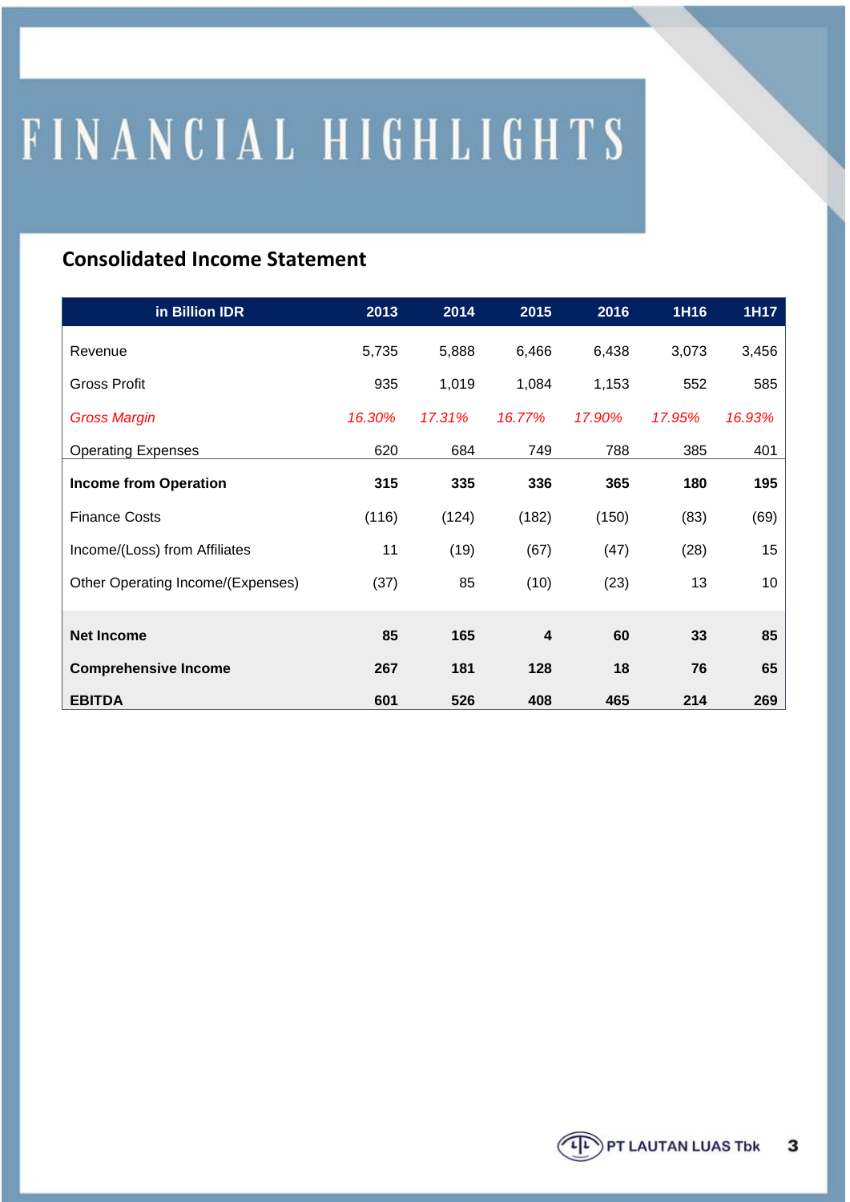# FINANCIAL HIGHLIGHTS

## Consolidated Income Statement

| in Billion IDR | 2013 | 2014 | 2015 | 2016 | 1H16 | 1H17 |
|---|---|---|---|---|---|---|
| Revenue | 5,735 | 5,888 | 6,466 | 6,438 | 3,073 | 3,456 |
| Gross Profit | 935 | 1,019 | 1,084 | 1,153 | 552 | 585 |
| *Gross Margin* | *16.30%* | *17.31%* | *16.77%* | *17.90%* | *17.95%* | *16.93%* |
| Operating Expenses | 620 | 684 | 749 | 788 | 385 | 401 |
| **Income from Operation** | **315** | **335** | **336** | **365** | **180** | **195** |
| Finance Costs | (116) | (124) | (182) | (150) | (83) | (69) |
| Income/(Loss) from Affiliates | 11 | (19) | (67) | (47) | (28) | 15 |
| Other Operating Income/(Expenses) | (37) | 85 | (10) | (23) | 13 | 10 |
| **Net Income** | **85** | **165** | **4** | **60** | **33** | **85** |
| **Comprehensive Income** | **267** | **181** | **128** | **18** | **76** | **65** |
| **EBITDA** | **601** | **526** | **408** | **465** | **214** | **269** |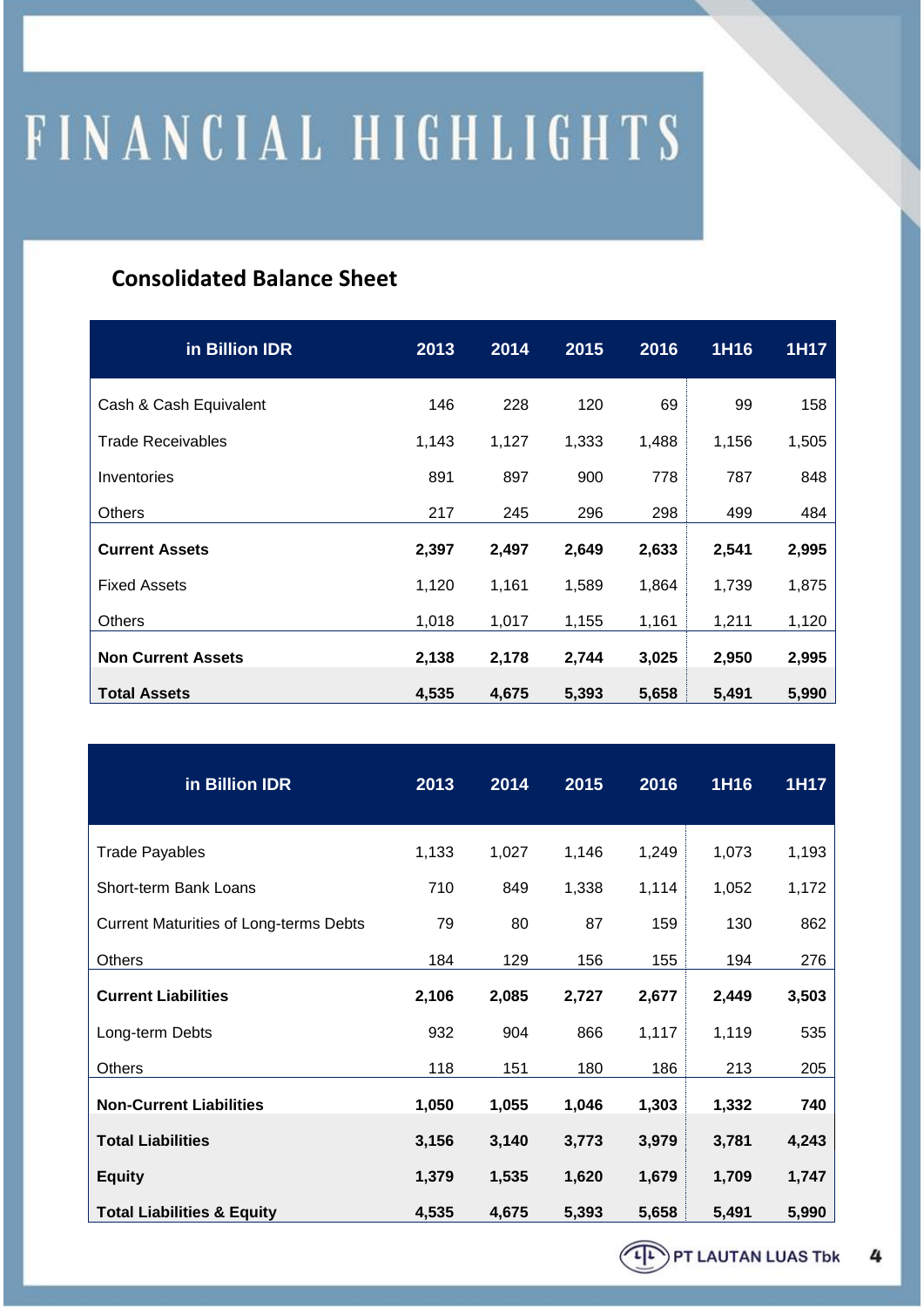# FINANCIAL HIGHLIGHTS

## Consolidated Balance Sheet

| in Billion IDR | 2013 | 2014 | 2015 | 2016 | 1H16 | 1H17 |
|---|---|---|---|---|---|---|
| Cash & Cash Equivalent | 146 | 228 | 120 | 69 | 99 | 158 |
| Trade Receivables | 1,143 | 1,127 | 1,333 | 1,488 | 1,156 | 1,505 |
| Inventories | 891 | 897 | 900 | 778 | 787 | 848 |
| Others | 217 | 245 | 296 | 298 | 499 | 484 |
| **Current Assets** | **2,397** | **2,497** | **2,649** | **2,633** | **2,541** | **2,995** |
| Fixed Assets | 1,120 | 1,161 | 1,589 | 1,864 | 1,739 | 1,875 |
| Others | 1,018 | 1,017 | 1,155 | 1,161 | 1,211 | 1,120 |
| **Non Current Assets** | **2,138** | **2,178** | **2,744** | **3,025** | **2,950** | **2,995** |
| **Total Assets** | **4,535** | **4,675** | **5,393** | **5,658** | **5,491** | **5,990** |

| in Billion IDR | 2013 | 2014 | 2015 | 2016 | 1H16 | 1H17 |
|---|---|---|---|---|---|---|
| Trade Payables | 1,133 | 1,027 | 1,146 | 1,249 | 1,073 | 1,193 |
| Short-term Bank Loans | 710 | 849 | 1,338 | 1,114 | 1,052 | 1,172 |
| Current Maturities of Long-terms Debts | 79 | 80 | 87 | 159 | 130 | 862 |
| Others | 184 | 129 | 156 | 155 | 194 | 276 |
| **Current Liabilities** | **2,106** | **2,085** | **2,727** | **2,677** | **2,449** | **3,503** |
| Long-term Debts | 932 | 904 | 866 | 1,117 | 1,119 | 535 |
| Others | 118 | 151 | 180 | 186 | 213 | 205 |
| **Non-Current Liabilities** | **1,050** | **1,055** | **1,046** | **1,303** | **1,332** | **740** |
| **Total Liabilities** | **3,156** | **3,140** | **3,773** | **3,979** | **3,781** | **4,243** |
| **Equity** | **1,379** | **1,535** | **1,620** | **1,679** | **1,709** | **1,747** |
| **Total Liabilities & Equity** | **4,535** | **4,675** | **5,393** | **5,658** | **5,491** | **5,990** |

PT LAUTAN LUAS Tbk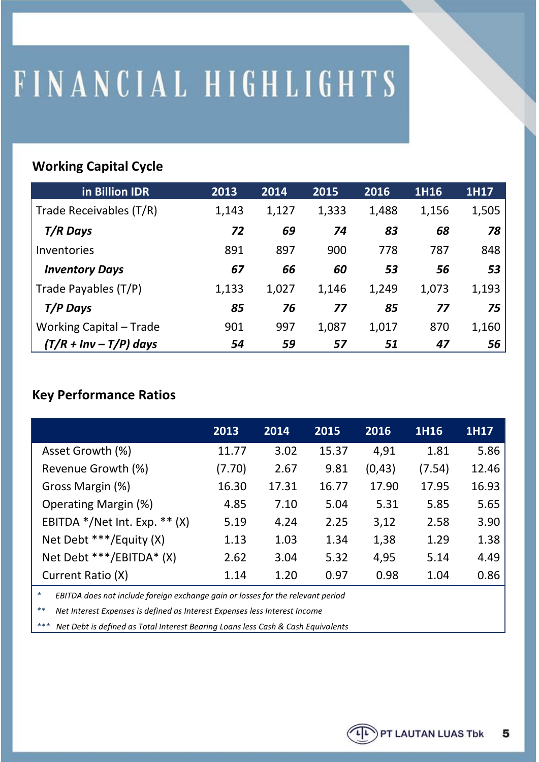# FINANCIAL HIGHLIGHTS

## Working Capital Cycle

| in Billion IDR | 2013 | 2014 | 2015 | 2016 | 1H16 | 1H17 |
|---|---|---|---|---|---|---|
| Trade Receivables (T/R) | 1,143 | 1,127 | 1,333 | 1,488 | 1,156 | 1,505 |
| ***T/R Days*** | ***72*** | ***69*** | ***74*** | ***83*** | ***68*** | ***78*** |
| Inventories | 891 | 897 | 900 | 778 | 787 | 848 |
| ***Inventory Days*** | ***67*** | ***66*** | ***60*** | ***53*** | ***56*** | ***53*** |
| Trade Payables (T/P) | 1,133 | 1,027 | 1,146 | 1,249 | 1,073 | 1,193 |
| ***T/P Days*** | ***85*** | ***76*** | ***77*** | ***85*** | ***77*** | ***75*** |
| Working Capital – Trade | 901 | 997 | 1,087 | 1,017 | 870 | 1,160 |
| ***(T/R + Inv – T/P) days*** | ***54*** | ***59*** | ***57*** | ***51*** | ***47*** | ***56*** |

## Key Performance Ratios

| | 2013 | 2014 | 2015 | 2016 | 1H16 | 1H17 |
|---|---|---|---|---|---|---|
| Asset Growth (%) | 11.77 | 3.02 | 15.37 | 4,91 | 1.81 | 5.86 |
| Revenue Growth (%) | (7.70) | 2.67 | 9.81 | (0,43) | (7.54) | 12.46 |
| Gross Margin (%) | 16.30 | 17.31 | 16.77 | 17.90 | 17.95 | 16.93 |
| Operating Margin (%) | 4.85 | 7.10 | 5.04 | 5.31 | 5.85 | 5.65 |
| EBITDA */Net Int. Exp. ** (X) | 5.19 | 4.24 | 2.25 | 3,12 | 2.58 | 3.90 |
| Net Debt ***/Equity (X) | 1.13 | 1.03 | 1.34 | 1,38 | 1.29 | 1.38 |
| Net Debt ***/EBITDA* (X) | 2.62 | 3.04 | 5.32 | 4,95 | 5.14 | 4.49 |
| Current Ratio (X) | 1.14 | 1.20 | 0.97 | 0.98 | 1.04 | 0.86 |

\* *EBITDA does not include foreign exchange gain or losses for the relevant period*

\*\* *Net Interest Expenses is defined as Interest Expenses less Interest Income*

\*\*\* *Net Debt is defined as Total Interest Bearing Loans less Cash & Cash Equivalents*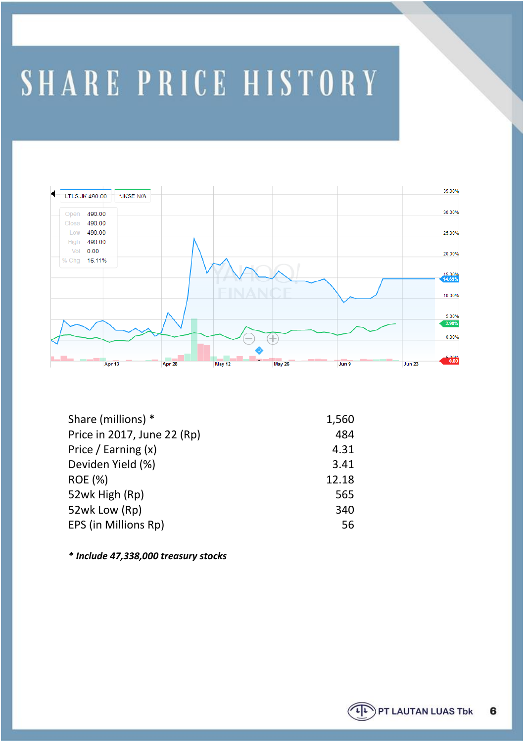# SHARE PRICE HISTORY

| | |
|---|---|
| Share (millions) * | 1,560 |
| Price in 2017, June 22 (Rp) | 484 |
| Price / Earning (x) | 4.31 |
| Deviden Yield (%) | 3.41 |
| ROE (%) | 12.18 |
| 52wk High (Rp) | 565 |
| 52wk Low (Rp) | 340 |
| EPS (in Millions Rp) | 56 |

***\* Include 47,338,000 treasury stocks***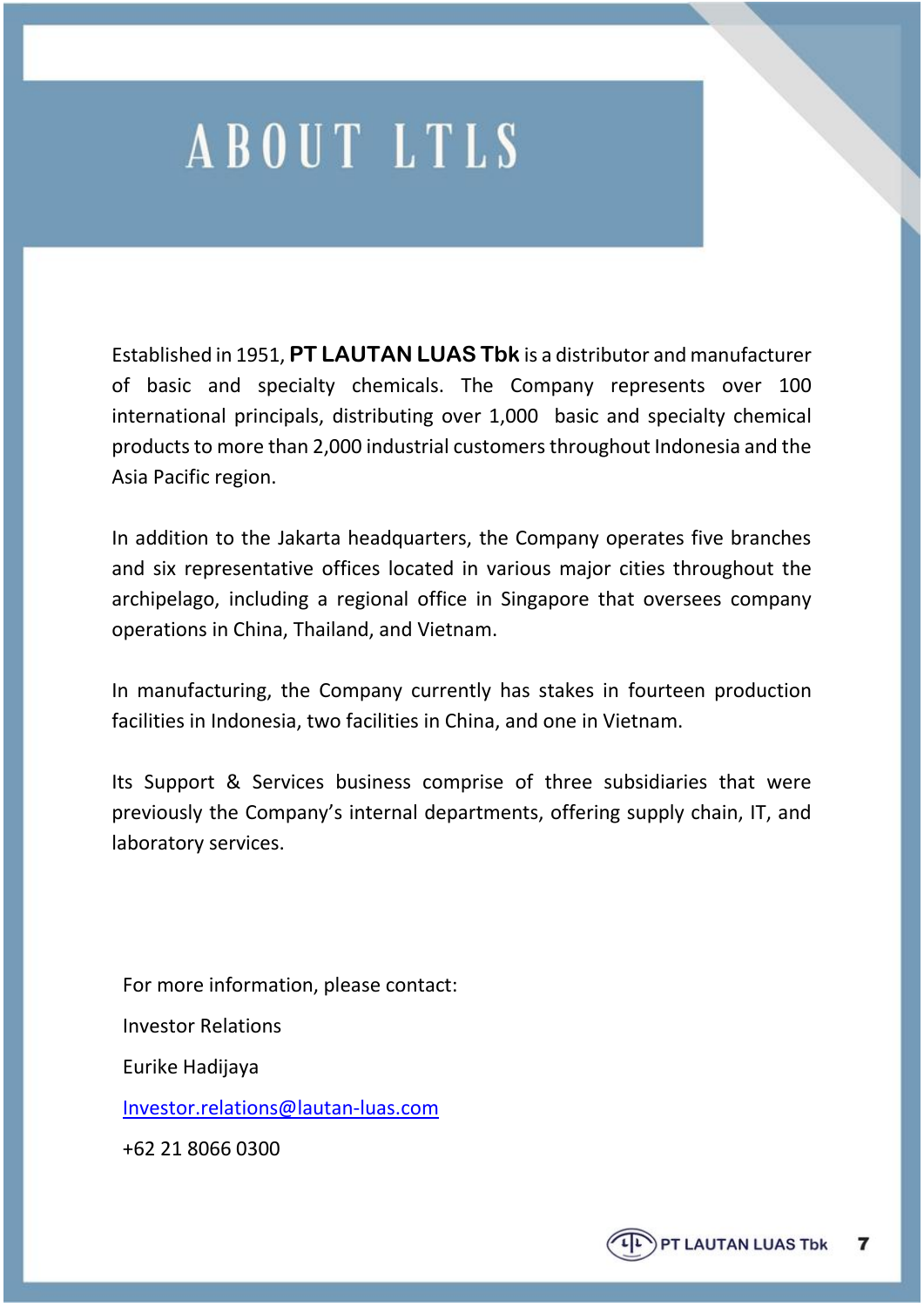# ABOUT LTLS

Established in 1951, **PT LAUTAN LUAS Tbk** is a distributor and manufacturer of basic and specialty chemicals. The Company represents over 100 international principals, distributing over 1,000 basic and specialty chemical products to more than 2,000 industrial customers throughout Indonesia and the Asia Pacific region.

In addition to the Jakarta headquarters, the Company operates five branches and six representative offices located in various major cities throughout the archipelago, including a regional office in Singapore that oversees company operations in China, Thailand, and Vietnam.

In manufacturing, the Company currently has stakes in fourteen production facilities in Indonesia, two facilities in China, and one in Vietnam.

Its Support & Services business comprise of three subsidiaries that were previously the Company's internal departments, offering supply chain, IT, and laboratory services.

For more information, please contact:

Investor Relations

Eurike Hadijaya

Investor.relations@lautan-luas.com

+62 21 8066 0300